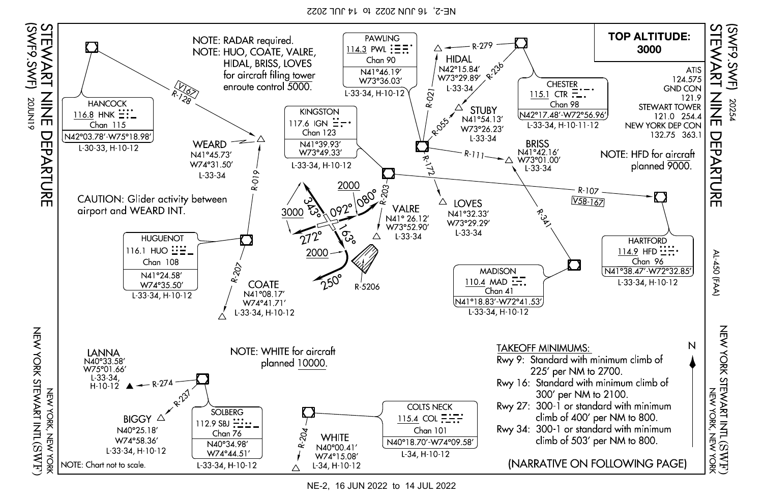# STEWART NINE DEPARTURE (SWF9.SWF)

20JUN19

NEW YORK STEWART INTL (SWF)
NEW YORK, NEW YORK

AL-450 (FAA) 20254

**TOP ALTITUDE: 3000**

ATIS 124.575
GND CON 121.9
STEWART TOWER 121.0 254.4
NEW YORK DEP CON 132.75 363.1

NOTE: RADAR required.
NOTE: HUO, COATE, VALRE, HIDAL, BRISS, LOVES for aircraft filing tower enroute control 5000.

NOTE: HFD for aircraft planned 9000.

NOTE: WHITE for aircraft planned 10000.

CAUTION: Glider activity between airport and WEARD INT.

## Navaids

| Name | Frequency | Ident | Channel | Coordinates | Charts |
|---|---|---|---|---|---|
| HANCOCK | 116.8 | HNK | Chan 115 | N42°03.78′-W75°18.98′ | L-30-33, H-10-12 |
| PAWLING | 114.3 | PWL | Chan 90 | N41°46.19′ W73°36.03′ | L-33-34, H-10-12 |
| CHESTER | 115.1 | CTR | Chan 98 | N42°17.48′-W72°56.96′ | L-33-34, H-10-11-12 |
| KINGSTON | 117.6 | IGN | Chan 123 | N41°39.93′ W73°49.33′ | L-33-34, H-10-12 |
| HUGUENOT | 116.1 | HUO | Chan 108 | N41°24.58′ W74°35.50′ | L-33-34, H-10-12 |
| HARTFORD | 114.9 | HFD | Chan 96 | N41°38.47′-W72°32.85′ | L-33-34, H-10-12 |
| MADISON | 110.4 | MAD | Chan 41 | N41°18.83′-W72°41.53′ | L-33-34, H-10-12 |
| SOLBERG | 112.9 | SBJ | Chan 76 | N40°34.98′ W74°44.51′ | L-33-34, H-10-12 |
| COLTS NECK | 115.4 | COL | Chan 101 | N40°18.70′-W74°09.58′ | L-34, H-10-12 |

## Fixes

| Fix | Coordinates | Charts | Defined by |
|---|---|---|---|
| WEARD | N41°45.73′ W74°31.50′ | L-33-34 | HNK R-128 (V167), HUO R-019 |
| HIDAL | N42°15.84′ W73°29.89′ | L-33-34 | PWL R-021, CTR R-279 |
| STUBY | N41°54.13′ W73°26.23′ | L-33-34 | PWL R-055, CTR R-236 |
| BRISS | N41°42.16′ W73°01.00′ | L-33-34 | PWL R-111, MAD R-341 |
| LOVES | N41°32.33′ W73°29.29′ | L-33-34 | PWL R-172 |
| VALRE | N41° 26.12′ W73°52.90′ | L-33-34 | IGN R-203 |
| COATE | N41°08.17′ W74°41.71′ | L-33-34, H-10-12 | HUO R-207 |
| LANNA | N40°33.58′ W75°01.66′ | L-33-34, H-10-12 | SBJ R-274 |
| BIGGY | N40°25.18′ W74°58.36′ | L-33-34, H-10-12 | SBJ R-237 |
| WHITE | N40°00.41′ W74°15.08′ | L-34, H-10-12 | COL R-204 |

IGN R-107 (V58-167) to HFD.

Runway departure headings: 343° and 272° (3000); 092° and 080° (2000); 163° then 250° (2000). R-5206.

## TAKEOFF MINIMUMS:

- Rwy 9: Standard with minimum climb of 225′ per NM to 2700.
- Rwy 16: Standard with minimum climb of 300′ per NM to 2100.
- Rwy 27: 300-1 or standard with minimum climb of 400′ per NM to 800.
- Rwy 34: 300-1 or standard with minimum climb of 503′ per NM to 800.

NOTE: Chart not to scale.

(NARRATIVE ON FOLLOWING PAGE)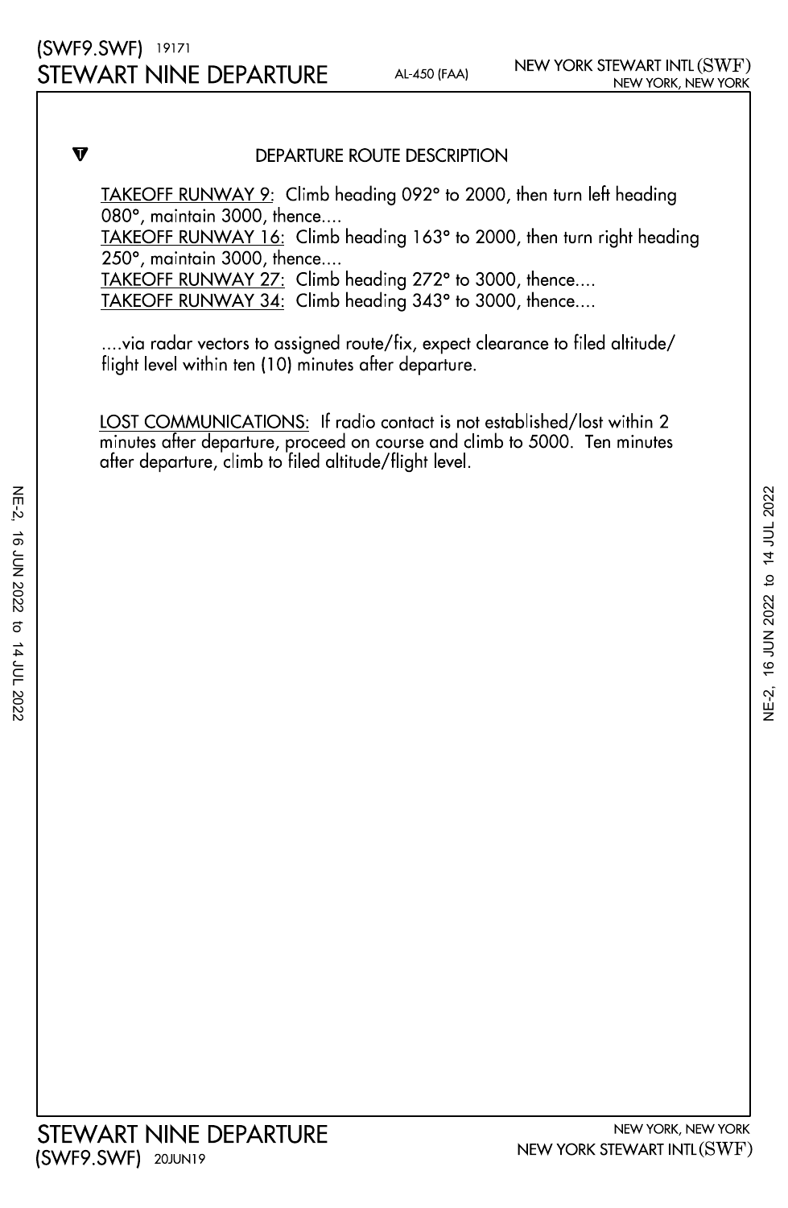# (SWF9.SWF) 19171
# STEWART NINE DEPARTURE

AL-450 (FAA)

NEW YORK STEWART INTL (SWF)
NEW YORK, NEW YORK

## DEPARTURE ROUTE DESCRIPTION

TAKEOFF RUNWAY 9: Climb heading 092° to 2000, then turn left heading 080°, maintain 3000, thence....
TAKEOFF RUNWAY 16: Climb heading 163° to 2000, then turn right heading 250°, maintain 3000, thence....
TAKEOFF RUNWAY 27: Climb heading 272° to 3000, thence....
TAKEOFF RUNWAY 34: Climb heading 343° to 3000, thence....

....via radar vectors to assigned route/fix, expect clearance to filed altitude/flight level within ten (10) minutes after departure.

LOST COMMUNICATIONS: If radio contact is not established/lost within 2 minutes after departure, proceed on course and climb to 5000. Ten minutes after departure, climb to filed altitude/flight level.

STEWART NINE DEPARTURE
(SWF9.SWF) 20JUN19

NEW YORK, NEW YORK
NEW YORK STEWART INTL (SWF)